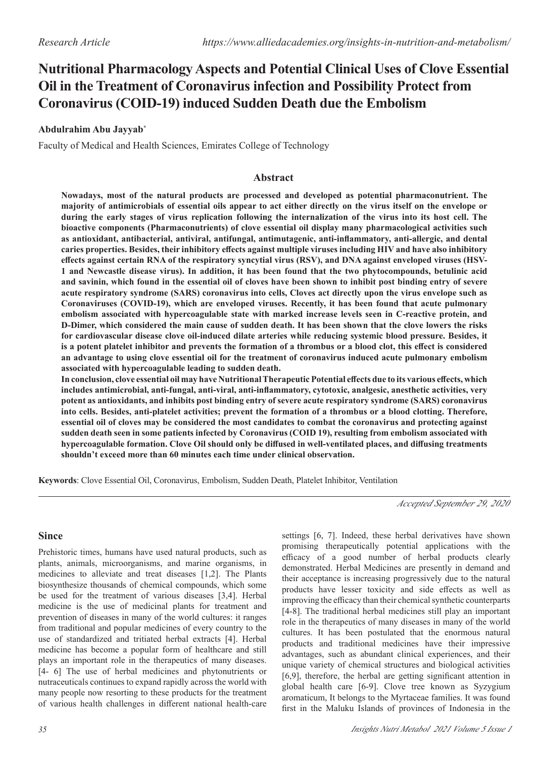*Research Article*

*https://www.alliedacademies.org/insights-in-nutrition-and-metabolism/*

# Nutritional Pharmacology Aspects and Potential Clinical Uses of Clove Essential Oil in the Treatment of Coronavirus infection and Possibility Protect from Coronavirus (COVID-19) induced Sudden Death due the Embolism

**Abdulrahim Abu Jayyab***

Faculty of Medical and Health Sciences, Emirates College of Technology

## Abstract

**Nowadays, most of the natural products are processed and developed as potential pharmaconutrient. The majority of antimicrobials of essential oils appear to act either directly on the virus itself on the envelope or during the early stages of virus replication following the internalization of the virus into its host cell. The bioactive components (Pharmaconutrients) of clove essential oil display many pharmacological activities such as antioxidant, antibacterial, antiviral, antifungal, antimutagenic, anti-inflammatory, anti-allergic, and dental caries properties. Besides, their inhibitory effects against multiple viruses including HIV and have also inhibitory effects against certain RNA of the respiratory syncytial virus (RSV), and DNA against enveloped viruses (HSV-1 and Newcastle disease virus). In addition, it has been found that the two phytocompounds, betulinic acid and savinin, which found in the essential oil of cloves have been shown to inhibit post binding entry of severe acute respiratory syndrome (SARS) coronavirus into cells, Cloves act directly upon the virus envelope such as Coronaviruses (COVID-19), which are enveloped viruses. Recently, it has been found that acute pulmonary embolism associated with hypercoagulable state with marked increase levels seen in C-reactive protein, and D-Dimer, which considered the main cause of sudden death. It has been shown that the clove lowers the risks for cardiovascular disease clove oil-induced dilate arteries while reducing systemic blood pressure. Besides, it is a potent platelet inhibitor and prevents the formation of a thrombus or a blood clot, this effect is considered an advantage to using clove essential oil for the treatment of coronavirus induced acute pulmonary embolism associated with hypercoagulable leading to sudden death.**

**In conclusion, clove essential oil may have Nutritional Therapeutic Potential effects due to its various effects, which includes antimicrobial, anti-fungal, anti-viral, anti-inflammatory, cytotoxic, analgesic, anesthetic activities, very potent as antioxidants, and inhibits post binding entry of severe acute respiratory syndrome (SARS) coronavirus into cells. Besides, anti-platelet activities; prevent the formation of a thrombus or a blood clotting. Therefore, essential oil of cloves may be considered the most candidates to combat the coronavirus and protecting against sudden death seen in some patients infected by Coronavirus (COID 19), resulting from embolism associated with hypercoagulable formation. Clove Oil should only be diffused in well-ventilated places, and diffusing treatments shouldn't exceed more than 60 minutes each time under clinical observation.**

**Keywords**: Clove Essential Oil, Coronavirus, Embolism, Sudden Death, Platelet Inhibitor, Ventilation

*Accepted September 29, 2020*

## Since

Prehistoric times, humans have used natural products, such as plants, animals, microorganisms, and marine organisms, in medicines to alleviate and treat diseases [1,2]. The Plants biosynthesize thousands of chemical compounds, which some be used for the treatment of various diseases [3,4]. Herbal medicine is the use of medicinal plants for treatment and prevention of diseases in many of the world cultures: it ranges from traditional and popular medicines of every country to the use of standardized and tritiated herbal extracts [4]. Herbal medicine has become a popular form of healthcare and still plays an important role in the therapeutics of many diseases. [4- 6] The use of herbal medicines and phytonutrients or nutraceuticals continues to expand rapidly across the world with many people now resorting to these products for the treatment of various health challenges in different national health-care settings [6, 7]. Indeed, these herbal derivatives have shown promising therapeutically potential applications with the efficacy of a good number of herbal products clearly demonstrated. Herbal Medicines are presently in demand and their acceptance is increasing progressively due to the natural products have lesser toxicity and side effects as well as improving the efficacy than their chemical synthetic counterparts [4-8]. The traditional herbal medicines still play an important role in the therapeutics of many diseases in many of the world cultures. It has been postulated that the enormous natural products and traditional medicines have their impressive advantages, such as abundant clinical experiences, and their unique variety of chemical structures and biological activities [6,9], therefore, the herbal are getting significant attention in global health care [6-9]. Clove tree known as Syzygium aromaticum, It belongs to the Myrtaceae families. It was found first in the Maluku Islands of provinces of Indonesia in the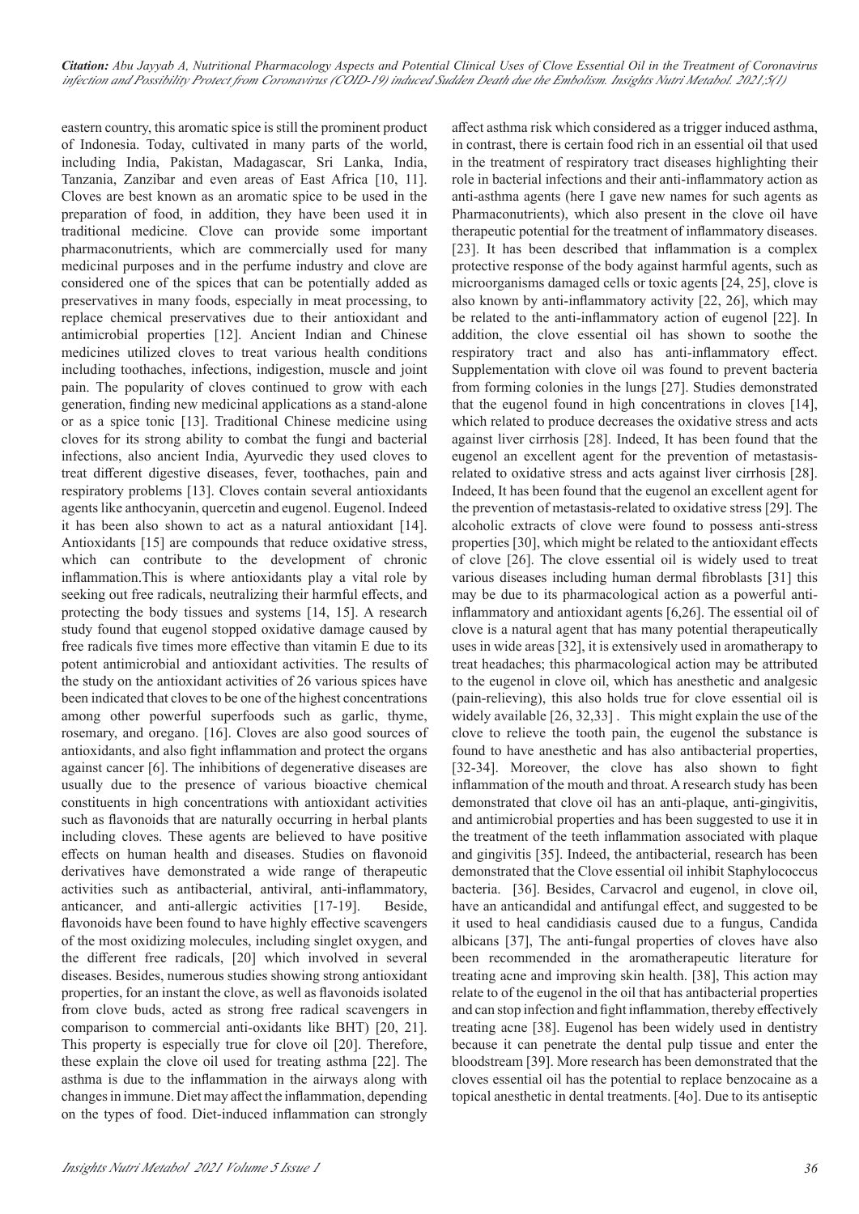eastern country, this aromatic spice is still the prominent product of Indonesia. Today, cultivated in many parts of the world, including India, Pakistan, Madagascar, Sri Lanka, India, Tanzania, Zanzibar and even areas of East Africa [10, 11]. Cloves are best known as an aromatic spice to be used in the preparation of food, in addition, they have been used it in traditional medicine. Clove can provide some important pharmaconutrients, which are commercially used for many medicinal purposes and in the perfume industry and clove are considered one of the spices that can be potentially added as preservatives in many foods, especially in meat processing, to replace chemical preservatives due to their antioxidant and antimicrobial properties [12]. Ancient Indian and Chinese medicines utilized cloves to treat various health conditions including toothaches, infections, indigestion, muscle and joint pain. The popularity of cloves continued to grow with each generation, finding new medicinal applications as a stand-alone or as a spice tonic [13]. Traditional Chinese medicine using cloves for its strong ability to combat the fungi and bacterial infections, also ancient India, Ayurvedic they used cloves to treat different digestive diseases, fever, toothaches, pain and respiratory problems [13]. Cloves contain several antioxidants agents like anthocyanin, quercetin and eugenol. Eugenol. Indeed it has been also shown to act as a natural antioxidant [14]. Antioxidants [15] are compounds that reduce oxidative stress, which can contribute to the development of chronic inflammation.This is where antioxidants play a vital role by seeking out free radicals, neutralizing their harmful effects, and protecting the body tissues and systems [14, 15]. A research study found that eugenol stopped oxidative damage caused by free radicals five times more effective than vitamin E due to its potent antimicrobial and antioxidant activities. The results of the study on the antioxidant activities of 26 various spices have been indicated that cloves to be one of the highest concentrations among other powerful superfoods such as garlic, thyme, rosemary, and oregano. [16]. Cloves are also good sources of antioxidants, and also fight inflammation and protect the organs against cancer [6]. The inhibitions of degenerative diseases are usually due to the presence of various bioactive chemical constituents in high concentrations with antioxidant activities such as flavonoids that are naturally occurring in herbal plants including cloves. These agents are believed to have positive effects on human health and diseases. Studies on flavonoid derivatives have demonstrated a wide range of therapeutic activities such as antibacterial, antiviral, anti-inflammatory, anticancer, and anti-allergic activities [17-19]. Beside, flavonoids have been found to have highly effective scavengers of the most oxidizing molecules, including singlet oxygen, and the different free radicals, [20] which involved in several diseases. Besides, numerous studies showing strong antioxidant properties, for an instant the clove, as well as flavonoids isolated from clove buds, acted as strong free radical scavengers in comparison to commercial anti-oxidants like BHT) [20, 21]. This property is especially true for clove oil [20]. Therefore, these explain the clove oil used for treating asthma [22]. The asthma is due to the inflammation in the airways along with changes in immune. Diet may affect the inflammation, depending on the types of food. Diet-induced inflammation can strongly affect asthma risk which considered as a trigger induced asthma, in contrast, there is certain food rich in an essential oil that used in the treatment of respiratory tract diseases highlighting their role in bacterial infections and their anti-inflammatory action as anti-asthma agents (here I gave new names for such agents as Pharmaconutrients), which also present in the clove oil have therapeutic potential for the treatment of inflammatory diseases. [23]. It has been described that inflammation is a complex protective response of the body against harmful agents, such as microorganisms damaged cells or toxic agents [24, 25], clove is also known by anti-inflammatory activity [22, 26], which may be related to the anti-inflammatory action of eugenol [22]. In addition, the clove essential oil has shown to soothe the respiratory tract and also has anti-inflammatory effect. Supplementation with clove oil was found to prevent bacteria from forming colonies in the lungs [27]. Studies demonstrated that the eugenol found in high concentrations in cloves [14], which related to produce decreases the oxidative stress and acts against liver cirrhosis [28]. Indeed, It has been found that the eugenol an excellent agent for the prevention of metastasis-related to oxidative stress and acts against liver cirrhosis [28]. Indeed, It has been found that the eugenol an excellent agent for the prevention of metastasis-related to oxidative stress [29]. The alcoholic extracts of clove were found to possess anti-stress properties [30], which might be related to the antioxidant effects of clove [26]. The clove essential oil is widely used to treat various diseases including human dermal fibroblasts [31] this may be due to its pharmacological action as a powerful anti-inflammatory and antioxidant agents [6,26]. The essential oil of clove is a natural agent that has many potential therapeutically uses in wide areas [32], it is extensively used in aromatherapy to treat headaches; this pharmacological action may be attributed to the eugenol in clove oil, which has anesthetic and analgesic (pain-relieving), this also holds true for clove essential oil is widely available [26, 32,33] . This might explain the use of the clove to relieve the tooth pain, the eugenol the substance is found to have anesthetic and has also antibacterial properties, [32-34]. Moreover, the clove has also shown to fight inflammation of the mouth and throat. A research study has been demonstrated that clove oil has an anti-plaque, anti-gingivitis, and antimicrobial properties and has been suggested to use it in the treatment of the teeth inflammation associated with plaque and gingivitis [35]. Indeed, the antibacterial, research has been demonstrated that the Clove essential oil inhibit Staphylococcus bacteria. [36]. Besides, Carvacrol and eugenol, in clove oil, have an anticandidal and antifungal effect, and suggested to be it used to heal candidiasis caused due to a fungus, Candida albicans [37], The anti-fungal properties of cloves have also been recommended in the aromatherapeutic literature for treating acne and improving skin health. [38], This action may relate to of the eugenol in the oil that has antibacterial properties and can stop infection and fight inflammation, thereby effectively treating acne [38]. Eugenol has been widely used in dentistry because it can penetrate the dental pulp tissue and enter the bloodstream [39]. More research has been demonstrated that the cloves essential oil has the potential to replace benzocaine as a topical anesthetic in dental treatments. [4o]. Due to its antiseptic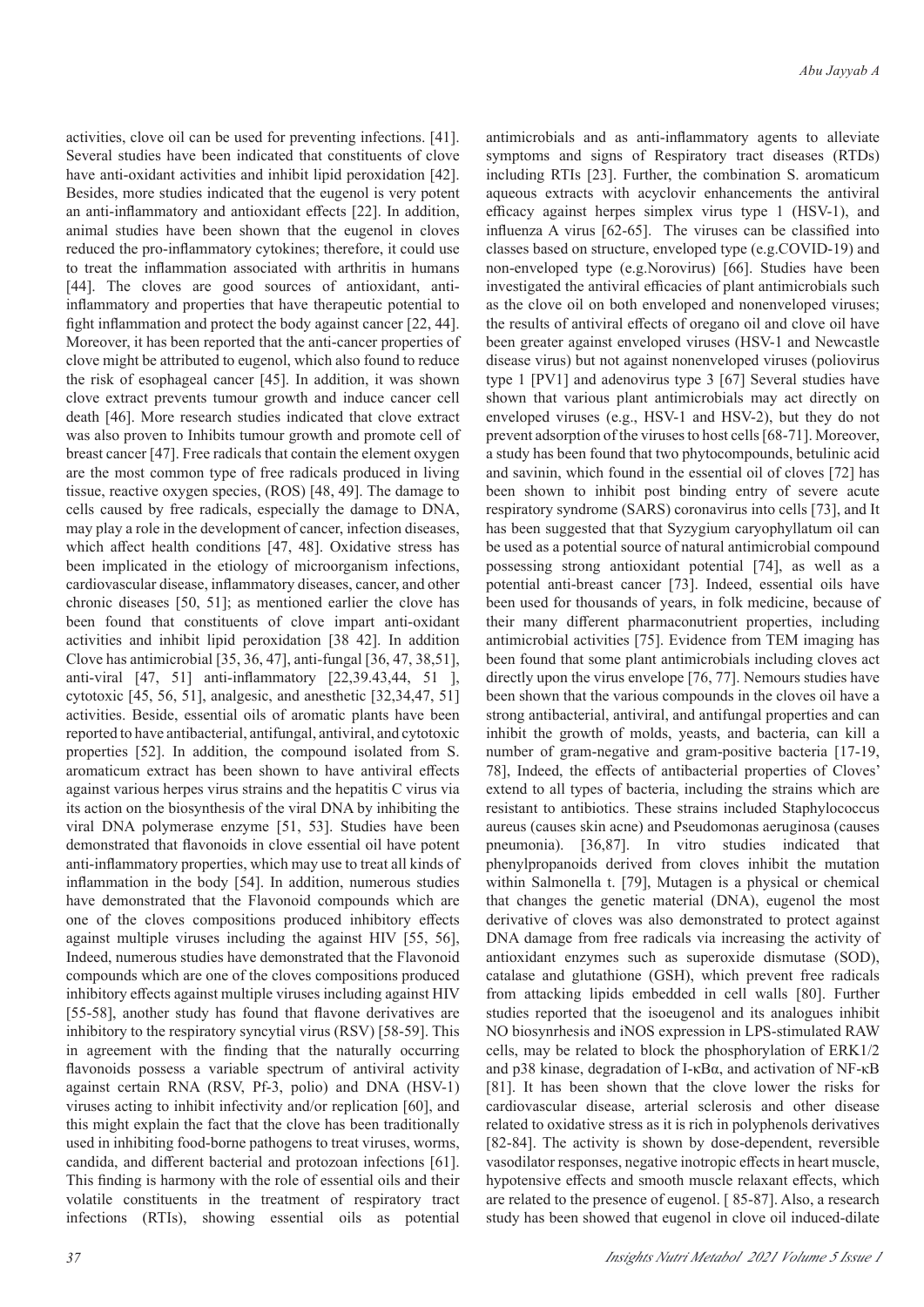activities, clove oil can be used for preventing infections. [41]. Several studies have been indicated that constituents of clove have anti-oxidant activities and inhibit lipid peroxidation [42]. Besides, more studies indicated that the eugenol is very potent an anti-inflammatory and antioxidant effects [22]. In addition, animal studies have been shown that the eugenol in cloves reduced the pro-inflammatory cytokines; therefore, it could use to treat the inflammation associated with arthritis in humans [44]. The cloves are good sources of antioxidant, anti-inflammatory and properties that have therapeutic potential to fight inflammation and protect the body against cancer [22, 44]. Moreover, it has been reported that the anti-cancer properties of clove might be attributed to eugenol, which also found to reduce the risk of esophageal cancer [45]. In addition, it was shown clove extract prevents tumour growth and induce cancer cell death [46]. More research studies indicated that clove extract was also proven to Inhibits tumour growth and promote cell of breast cancer [47]. Free radicals that contain the element oxygen are the most common type of free radicals produced in living tissue, reactive oxygen species, (ROS) [48, 49]. The damage to cells caused by free radicals, especially the damage to DNA, may play a role in the development of cancer, infection diseases, which affect health conditions [47, 48]. Oxidative stress has been implicated in the etiology of microorganism infections, cardiovascular disease, inflammatory diseases, cancer, and other chronic diseases [50, 51]; as mentioned earlier the clove has been found that constituents of clove impart anti-oxidant activities and inhibit lipid peroxidation [38 42]. In addition Clove has antimicrobial [35, 36, 47], anti-fungal [36, 47, 38,51], anti-viral [47, 51] anti-inflammatory [22,39.43,44, 51 ], cytotoxic [45, 56, 51], analgesic, and anesthetic [32,34,47, 51] activities. Beside, essential oils of aromatic plants have been reported to have antibacterial, antifungal, antiviral, and cytotoxic properties [52]. In addition, the compound isolated from S. aromaticum extract has been shown to have antiviral effects against various herpes virus strains and the hepatitis C virus via its action on the biosynthesis of the viral DNA by inhibiting the viral DNA polymerase enzyme [51, 53]. Studies have been demonstrated that flavonoids in clove essential oil have potent anti-inflammatory properties, which may use to treat all kinds of inflammation in the body [54]. In addition, numerous studies have demonstrated that the Flavonoid compounds which are one of the cloves compositions produced inhibitory effects against multiple viruses including the against HIV [55, 56], Indeed, numerous studies have demonstrated that the Flavonoid compounds which are one of the cloves compositions produced inhibitory effects against multiple viruses including against HIV [55-58], another study has found that flavone derivatives are inhibitory to the respiratory syncytial virus (RSV) [58-59]. This in agreement with the finding that the naturally occurring flavonoids possess a variable spectrum of antiviral activity against certain RNA (RSV, Pf-3, polio) and DNA (HSV-1) viruses acting to inhibit infectivity and/or replication [60], and this might explain the fact that the clove has been traditionally used in inhibiting food-borne pathogens to treat viruses, worms, candida, and different bacterial and protozoan infections [61]. This finding is harmony with the role of essential oils and their volatile constituents in the treatment of respiratory tract infections (RTIs), showing essential oils as potential antimicrobials and as anti-inflammatory agents to alleviate symptoms and signs of Respiratory tract diseases (RTDs) including RTIs [23]. Further, the combination S. aromaticum aqueous extracts with acyclovir enhancements the antiviral efficacy against herpes simplex virus type 1 (HSV-1), and influenza A virus [62-65]. The viruses can be classified into classes based on structure, enveloped type (e.g.COVID-19) and non-enveloped type (e.g.Norovirus) [66]. Studies have been investigated the antiviral efficacies of plant antimicrobials such as the clove oil on both enveloped and nonenveloped viruses; the results of antiviral effects of oregano oil and clove oil have been greater against enveloped viruses (HSV-1 and Newcastle disease virus) but not against nonenveloped viruses (poliovirus type 1 [PV1] and adenovirus type 3 [67] Several studies have shown that various plant antimicrobials may act directly on enveloped viruses (e.g., HSV-1 and HSV-2), but they do not prevent adsorption of the viruses to host cells [68-71]. Moreover, a study has been found that two phytocompounds, betulinic acid and savinin, which found in the essential oil of cloves [72] has been shown to inhibit post binding entry of severe acute respiratory syndrome (SARS) coronavirus into cells [73], and It has been suggested that that Syzygium caryophyllatum oil can be used as a potential source of natural antimicrobial compound possessing strong antioxidant potential [74], as well as a potential anti-breast cancer [73]. Indeed, essential oils have been used for thousands of years, in folk medicine, because of their many different pharmaconutrient properties, including antimicrobial activities [75]. Evidence from TEM imaging has been found that some plant antimicrobials including cloves act directly upon the virus envelope [76, 77]. Nemours studies have been shown that the various compounds in the cloves oil have a strong antibacterial, antiviral, and antifungal properties and can inhibit the growth of molds, yeasts, and bacteria, can kill a number of gram-negative and gram-positive bacteria [17-19, 78], Indeed, the effects of antibacterial properties of Cloves' extend to all types of bacteria, including the strains which are resistant to antibiotics. These strains included Staphylococcus aureus (causes skin acne) and Pseudomonas aeruginosa (causes pneumonia). [36,87]. In vitro studies indicated that phenylpropanoids derived from cloves inhibit the mutation within Salmonella t. [79], Mutagen is a physical or chemical that changes the genetic material (DNA), eugenol the most derivative of cloves was also demonstrated to protect against DNA damage from free radicals via increasing the activity of antioxidant enzymes such as superoxide dismutase (SOD), catalase and glutathione (GSH), which prevent free radicals from attacking lipids embedded in cell walls [80]. Further studies reported that the isoeugenol and its analogues inhibit NO biosynrhesis and iNOS expression in LPS-stimulated RAW cells, may be related to block the phosphorylation of ERK1/2 and p38 kinase, degradation of I-κBα, and activation of NF-κB [81]. It has been shown that the clove lower the risks for cardiovascular disease, arterial sclerosis and other disease related to oxidative stress as it is rich in polyphenols derivatives [82-84]. The activity is shown by dose-dependent, reversible vasodilator responses, negative inotropic effects in heart muscle, hypotensive effects and smooth muscle relaxant effects, which are related to the presence of eugenol. [ 85-87]. Also, a research study has been showed that eugenol in clove oil induced-dilate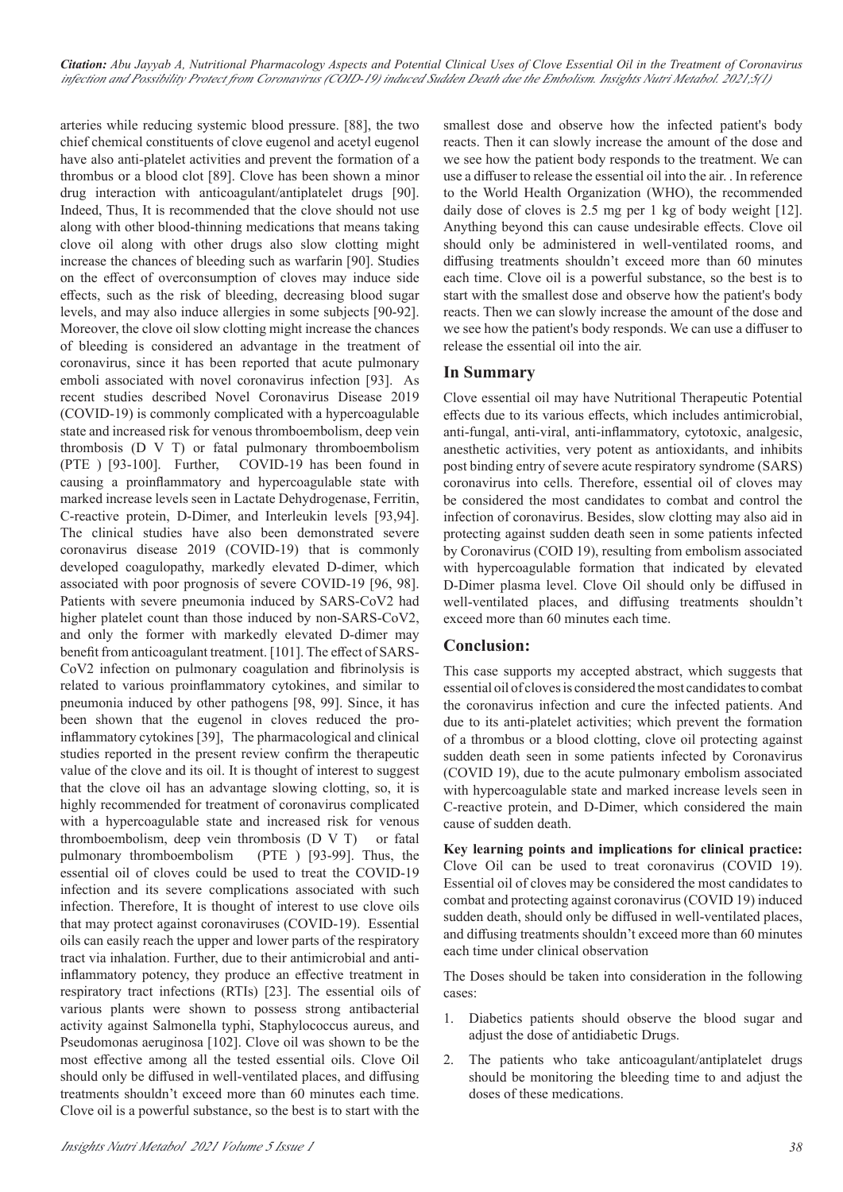arteries while reducing systemic blood pressure. [88], the two chief chemical constituents of clove eugenol and acetyl eugenol have also anti-platelet activities and prevent the formation of a thrombus or a blood clot [89]. Clove has been shown a minor drug interaction with anticoagulant/antiplatelet drugs [90]. Indeed, Thus, It is recommended that the clove should not use along with other blood-thinning medications that means taking clove oil along with other drugs also slow clotting might increase the chances of bleeding such as warfarin [90]. Studies on the effect of overconsumption of cloves may induce side effects, such as the risk of bleeding, decreasing blood sugar levels, and may also induce allergies in some subjects [90-92]. Moreover, the clove oil slow clotting might increase the chances of bleeding is considered an advantage in the treatment of coronavirus, since it has been reported that acute pulmonary emboli associated with novel coronavirus infection [93]. As recent studies described Novel Coronavirus Disease 2019 (COVID-19) is commonly complicated with a hypercoagulable state and increased risk for venous thromboembolism, deep vein thrombosis (D V T) or fatal pulmonary thromboembolism (PTE ) [93-100]. Further, COVID-19 has been found in causing a proinflammatory and hypercoagulable state with marked increase levels seen in Lactate Dehydrogenase, Ferritin, C-reactive protein, D-Dimer, and Interleukin levels [93,94]. The clinical studies have also been demonstrated severe coronavirus disease 2019 (COVID-19) that is commonly developed coagulopathy, markedly elevated D-dimer, which associated with poor prognosis of severe COVID-19 [96, 98]. Patients with severe pneumonia induced by SARS-CoV2 had higher platelet count than those induced by non-SARS-CoV2, and only the former with markedly elevated D-dimer may benefit from anticoagulant treatment. [101]. The effect of SARS-CoV2 infection on pulmonary coagulation and fibrinolysis is related to various proinflammatory cytokines, and similar to pneumonia induced by other pathogens [98, 99]. Since, it has been shown that the eugenol in cloves reduced the pro-inflammatory cytokines [39], The pharmacological and clinical studies reported in the present review confirm the therapeutic value of the clove and its oil. It is thought of interest to suggest that the clove oil has an advantage slowing clotting, so, it is highly recommended for treatment of coronavirus complicated with a hypercoagulable state and increased risk for venous thromboembolism, deep vein thrombosis (D V T) or fatal pulmonary thromboembolism (PTE ) [93-99]. Thus, the essential oil of cloves could be used to treat the COVID-19 infection and its severe complications associated with such infection. Therefore, It is thought of interest to use clove oils that may protect against coronaviruses (COVID-19). Essential oils can easily reach the upper and lower parts of the respiratory tract via inhalation. Further, due to their antimicrobial and anti-inflammatory potency, they produce an effective treatment in respiratory tract infections (RTIs) [23]. The essential oils of various plants were shown to possess strong antibacterial activity against Salmonella typhi, Staphylococcus aureus, and Pseudomonas aeruginosa [102]. Clove oil was shown to be the most effective among all the tested essential oils. Clove Oil should only be diffused in well-ventilated places, and diffusing treatments shouldn't exceed more than 60 minutes each time. Clove oil is a powerful substance, so the best is to start with the smallest dose and observe how the infected patient's body reacts. Then it can slowly increase the amount of the dose and we see how the patient body responds to the treatment. We can use a diffuser to release the essential oil into the air. . In reference to the World Health Organization (WHO), the recommended daily dose of cloves is 2.5 mg per 1 kg of body weight [12]. Anything beyond this can cause undesirable effects. Clove oil should only be administered in well-ventilated rooms, and diffusing treatments shouldn't exceed more than 60 minutes each time. Clove oil is a powerful substance, so the best is to start with the smallest dose and observe how the patient's body reacts. Then we can slowly increase the amount of the dose and we see how the patient's body responds. We can use a diffuser to release the essential oil into the air.

## In Summary

Clove essential oil may have Nutritional Therapeutic Potential effects due to its various effects, which includes antimicrobial, anti-fungal, anti-viral, anti-inflammatory, cytotoxic, analgesic, anesthetic activities, very potent as antioxidants, and inhibits post binding entry of severe acute respiratory syndrome (SARS) coronavirus into cells. Therefore, essential oil of cloves may be considered the most candidates to combat and control the infection of coronavirus. Besides, slow clotting may also aid in protecting against sudden death seen in some patients infected by Coronavirus (COID 19), resulting from embolism associated with hypercoagulable formation that indicated by elevated D-Dimer plasma level. Clove Oil should only be diffused in well-ventilated places, and diffusing treatments shouldn't exceed more than 60 minutes each time.

## Conclusion:

This case supports my accepted abstract, which suggests that essential oil of cloves is considered the most candidates to combat the coronavirus infection and cure the infected patients. And due to its anti-platelet activities; which prevent the formation of a thrombus or a blood clotting, clove oil protecting against sudden death seen in some patients infected by Coronavirus (COVID 19), due to the acute pulmonary embolism associated with hypercoagulable state and marked increase levels seen in C-reactive protein, and D-Dimer, which considered the main cause of sudden death.

**Key learning points and implications for clinical practice:** Clove Oil can be used to treat coronavirus (COVID 19). Essential oil of cloves may be considered the most candidates to combat and protecting against coronavirus (COVID 19) induced sudden death, should only be diffused in well-ventilated places, and diffusing treatments shouldn't exceed more than 60 minutes each time under clinical observation

The Doses should be taken into consideration in the following cases:

1. Diabetics patients should observe the blood sugar and adjust the dose of antidiabetic Drugs.
2. The patients who take anticoagulant/antiplatelet drugs should be monitoring the bleeding time to and adjust the doses of these medications.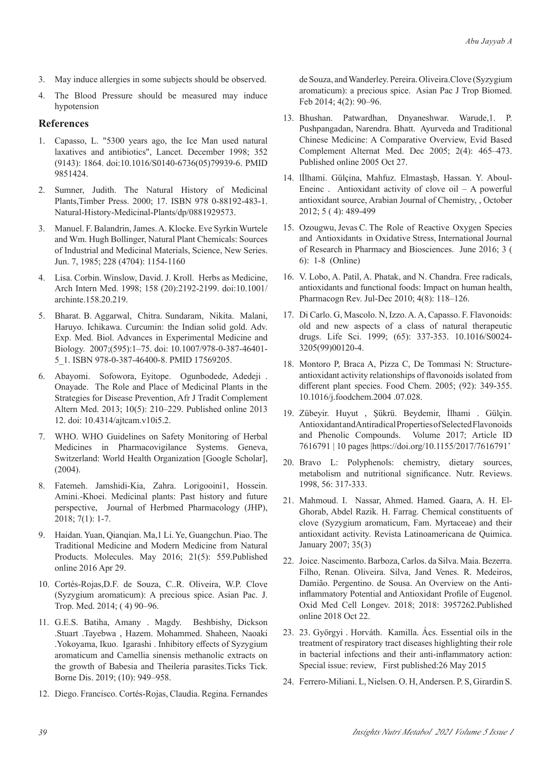3. May induce allergies in some subjects should be observed.
4. The Blood Pressure should be measured may induce hypotension

## References

1. Capasso, L. "5300 years ago, the Ice Man used natural laxatives and antibiotics", Lancet. December 1998; 352 (9143): 1864. doi:10.1016/S0140-6736(05)79939-6. PMID 9851424.
2. Sumner, Judith. The Natural History of Medicinal Plants,Timber Press. 2000; 17. ISBN 978 0-88192-483-1. Natural-History-Medicinal-Plants/dp/0881929573.
3. Manuel. F. Balandrin, James. A. Klocke. Eve Syrkin Wurtele and Wm. Hugh Bollinger, Natural Plant Chemicals: Sources of Industrial and Medicinal Materials, Science, New Series. Jun. 7, 1985; 228 (4704): 1154-1160
4. Lisa. Corbin. Winslow, David. J. Kroll. Herbs as Medicine, Arch Intern Med. 1998; 158 (20):2192-2199. doi:10.1001/archinte.158.20.219.
5. Bharat. B. Aggarwal, Chitra. Sundaram, Nikita. Malani, Haruyo. Ichikawa. Curcumin: the Indian solid gold. Adv. Exp. Med. Biol. Advances in Experimental Medicine and Biology. 2007;(595):1–75. doi: 10.1007/978-0-387-46401-5_1. ISBN 978-0-387-46400-8. PMID 17569205.
6. Abayomi. Sofowora, Eyitope. Ogunbodede, Adedeji . Onayade. The Role and Place of Medicinal Plants in the Strategies for Disease Prevention, Afr J Tradit Complement Altern Med. 2013; 10(5): 210–229. Published online 2013 12. doi: 10.4314/ajtcam.v10i5.2.
7. WHO. WHO Guidelines on Safety Monitoring of Herbal Medicines in Pharmacovigilance Systems. Geneva, Switzerland: World Health Organization [Google Scholar], (2004).
8. Fatemeh. Jamshidi-Kia, Zahra. Lorigooini1, Hossein. Amini.-Khoei. Medicinal plants: Past history and future perspective, Journal of Herbmed Pharmacology (JHP), 2018; 7(1): 1-7.
9. Haidan. Yuan, Qianqian. Ma,1 Li. Ye, Guangchun. Piao. The Traditional Medicine and Modern Medicine from Natural Products. Molecules. May 2016; 21(5): 559.Published online 2016 Apr 29.
10. Cortés-Rojas,D.F. de Souza, C..R. Oliveira, W.P. Clove (Syzygium aromaticum): A precious spice. Asian Pac. J. Trop. Med. 2014; ( 4) 90–96.
11. G.E.S. Batiha, Amany . Magdy. Beshbishy, Dickson .Stuart .Tayebwa , Hazem. Mohammed. Shaheen, Naoaki .Yokoyama, Ikuo. Igarashi . Inhibitory effects of Syzygium aromaticum and Camellia sinensis methanolic extracts on the growth of Babesia and Theileria parasites.Ticks Tick. Borne Dis. 2019; (10): 949–958.
12. Diego. Francisco. Cortés-Rojas, Claudia. Regina. Fernandes de Souza, and Wanderley. Pereira. Oliveira.Clove (Syzygium aromaticum): a precious spice. Asian Pac J Trop Biomed. Feb 2014; 4(2): 90–96.
13. Bhushan. Patwardhan, Dnyaneshwar. Warude,1. P. Pushpangadan, Narendra. Bhatt. Ayurveda and Traditional Chinese Medicine: A Comparative Overview, Evid Based Complement Alternat Med. Dec 2005; 2(4): 465–473. Published online 2005 Oct 27.
14. İlhami. Gülçina, Mahfuz. Elmastaşb, Hassan. Y. Aboul-Eneinc . Antioxidant activity of clove oil – A powerful antioxidant source, Arabian Journal of Chemistry, , October 2012; 5 ( 4): 489-499
15. Ozougwu, Jevas C. The Role of Reactive Oxygen Species and Antioxidants in Oxidative Stress, International Journal of Research in Pharmacy and Biosciences. June 2016; 3 ( 6): 1-8 (Online)
16. V. Lobo, A. Patil, A. Phatak, and N. Chandra. Free radicals, antioxidants and functional foods: Impact on human health, Pharmacogn Rev. Jul-Dec 2010; 4(8): 118–126.
17. Di Carlo. G, Mascolo. N, Izzo. A. A, Capasso. F. Flavonoids: old and new aspects of a class of natural therapeutic drugs. Life Sci. 1999; (65): 337-353. 10.1016/S0024-3205(99)00120-4.
18. Montoro P, Braca A, Pizza C, De Tommasi N: Structure-antioxidant activity relationships of flavonoids isolated from different plant species. Food Chem. 2005; (92): 349-355. 10.1016/j.foodchem.2004 .07.028.
19. Zübeyir. Huyut , Şükrü. Beydemir, İlhami . Gülçin. Antioxidant and Antiradical Properties of Selected Flavonoids and Phenolic Compounds. Volume 2017; Article ID 7616791 | 10 pages |https://doi.org/10.1155/2017/7616791'
20. Bravo L: Polyphenols: chemistry, dietary sources, metabolism and nutritional significance. Nutr. Reviews. 1998, 56: 317-333.
21. Mahmoud. I. Nassar, Ahmed. Hamed. Gaara, A. H. El-Ghorab, Abdel Razik. H. Farrag. Chemical constituents of clove (Syzygium aromaticum, Fam. Myrtaceae) and their antioxidant activity. Revista Latinoamericana de Quimica. January 2007; 35(3)
22. Joice. Nascimento. Barboza, Carlos. da Silva. Maia. Bezerra. Filho, Renan. Oliveira. Silva, Jand Venes. R. Medeiros, Damião. Pergentino. de Sousa. An Overview on the Anti-inflammatory Potential and Antioxidant Profile of Eugenol. Oxid Med Cell Longev. 2018; 2018: 3957262.Published online 2018 Oct 22.
23. 23. Györgyi . Horváth. Kamilla. Ács. Essential oils in the treatment of respiratory tract diseases highlighting their role in bacterial infections and their anti-inflammatory action: Special issue: review, First published:26 May 2015
24. Ferrero-Miliani. L, Nielsen. O. H, Andersen. P. S, Girardin S.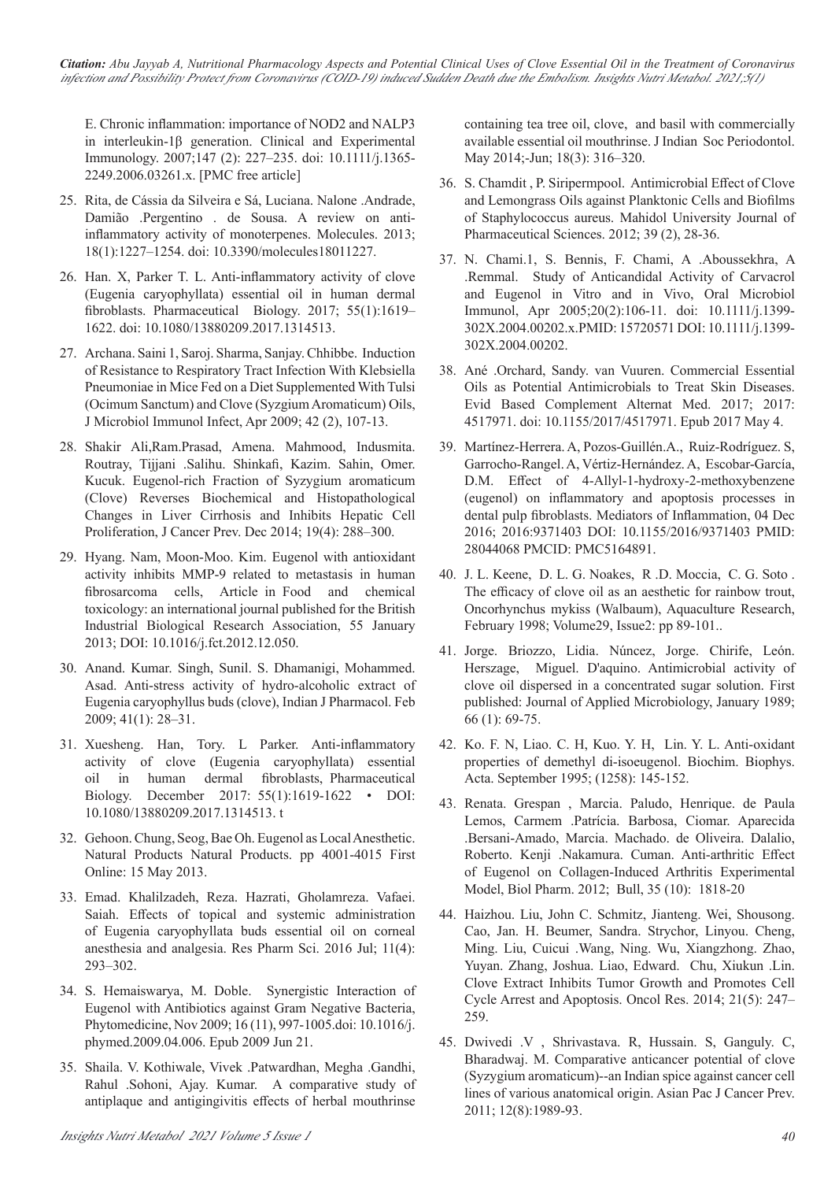E. Chronic inflammation: importance of NOD2 and NALP3 in interleukin-1β generation. Clinical and Experimental Immunology. 2007;147 (2): 227–235. doi: 10.1111/j.1365-2249.2006.03261.x. [PMC free article]

25. Rita, de Cássia da Silveira e Sá, Luciana. Nalone .Andrade, Damião .Pergentino . de Sousa. A review on anti-inflammatory activity of monoterpenes. Molecules. 2013; 18(1):1227–1254. doi: 10.3390/molecules18011227.

26. Han. X, Parker T. L. Anti-inflammatory activity of clove (Eugenia caryophyllata) essential oil in human dermal fibroblasts. Pharmaceutical Biology. 2017; 55(1):1619–1622. doi: 10.1080/13880209.2017.1314513.

27. Archana. Saini 1, Saroj. Sharma, Sanjay. Chhibbe. Induction of Resistance to Respiratory Tract Infection With Klebsiella Pneumoniae in Mice Fed on a Diet Supplemented With Tulsi (Ocimum Sanctum) and Clove (Syzgium Aromaticum) Oils, J Microbiol Immunol Infect, Apr 2009; 42 (2), 107-13.

28. Shakir Ali,Ram.Prasad, Amena. Mahmood, Indusmita. Routray, Tijjani .Salihu. Shinkafi, Kazim. Sahin, Omer. Kucuk. Eugenol-rich Fraction of Syzygium aromaticum (Clove) Reverses Biochemical and Histopathological Changes in Liver Cirrhosis and Inhibits Hepatic Cell Proliferation, J Cancer Prev. Dec 2014; 19(4): 288–300.

29. Hyang. Nam, Moon-Moo. Kim. Eugenol with antioxidant activity inhibits MMP-9 related to metastasis in human fibrosarcoma cells, Article in Food and chemical toxicology: an international journal published for the British Industrial Biological Research Association, 55 January 2013; DOI: 10.1016/j.fct.2012.12.050.

30. Anand. Kumar. Singh, Sunil. S. Dhamanigi, Mohammed. Asad. Anti-stress activity of hydro-alcoholic extract of Eugenia caryophyllus buds (clove), Indian J Pharmacol. Feb 2009; 41(1): 28–31.

31. Xuesheng. Han, Tory. L Parker. Anti-inflammatory activity of clove (Eugenia caryophyllata) essential oil in human dermal fibroblasts, Pharmaceutical Biology. December 2017: 55(1):1619-1622 • DOI: 10.1080/13880209.2017.1314513. t

32. Gehoon. Chung, Seog, Bae Oh. Eugenol as Local Anesthetic. Natural Products Natural Products. pp 4001-4015 First Online: 15 May 2013.

33. Emad. Khalilzadeh, Reza. Hazrati, Gholamreza. Vafaei. Saiah. Effects of topical and systemic administration of Eugenia caryophyllata buds essential oil on corneal anesthesia and analgesia. Res Pharm Sci. 2016 Jul; 11(4): 293–302.

34. S. Hemaiswarya, M. Doble. Synergistic Interaction of Eugenol with Antibiotics against Gram Negative Bacteria, Phytomedicine, Nov 2009; 16 (11), 997-1005.doi: 10.1016/j.phymed.2009.04.006. Epub 2009 Jun 21.

35. Shaila. V. Kothiwale, Vivek .Patwardhan, Megha .Gandhi, Rahul .Sohoni, Ajay. Kumar. A comparative study of antiplaque and antigingivitis effects of herbal mouthrinse containing tea tree oil, clove, and basil with commercially available essential oil mouthrinse. J Indian Soc Periodontol. May 2014;-Jun; 18(3): 316–320.

36. S. Chamdit , P. Siripermpool. Antimicrobial Effect of Clove and Lemongrass Oils against Planktonic Cells and Biofilms of Staphylococcus aureus. Mahidol University Journal of Pharmaceutical Sciences. 2012; 39 (2), 28-36.

37. N. Chami.1, S. Bennis, F. Chami, A .Aboussekhra, A .Remmal. Study of Anticandidal Activity of Carvacrol and Eugenol in Vitro and in Vivo, Oral Microbiol Immunol, Apr 2005;20(2):106-11. doi: 10.1111/j.1399-302X.2004.00202.x.PMID: 15720571 DOI: 10.1111/j.1399-302X.2004.00202.

38. Ané .Orchard, Sandy. van Vuuren. Commercial Essential Oils as Potential Antimicrobials to Treat Skin Diseases. Evid Based Complement Alternat Med. 2017; 2017: 4517971. doi: 10.1155/2017/4517971. Epub 2017 May 4.

39. Martínez-Herrera. A, Pozos-Guillén.A., Ruiz-Rodríguez. S, Garrocho-Rangel. A, Vértiz-Hernández. A, Escobar-García, D.M. Effect of 4-Allyl-1-hydroxy-2-methoxybenzene (eugenol) on inflammatory and apoptosis processes in dental pulp fibroblasts. Mediators of Inflammation, 04 Dec 2016; 2016:9371403 DOI: 10.1155/2016/9371403 PMID: 28044068 PMCID: PMC5164891.

40. J. L. Keene, D. L. G. Noakes, R .D. Moccia, C. G. Soto . The efficacy of clove oil as an aesthetic for rainbow trout, Oncorhynchus mykiss (Walbaum), Aquaculture Research, February 1998; Volume29, Issue2: pp 89-101..

41. Jorge. Briozzo, Lidia. Núncez, Jorge. Chirife, León. Herszage, Miguel. D'aquino. Antimicrobial activity of clove oil dispersed in a concentrated sugar solution. First published: Journal of Applied Microbiology, January 1989; 66 (1): 69-75.

42. Ko. F. N, Liao. C. H, Kuo. Y. H, Lin. Y. L. Anti-oxidant properties of demethyl di-isoeugenol. Biochim. Biophys. Acta. September 1995; (1258): 145-152.

43. Renata. Grespan , Marcia. Paludo, Henrique. de Paula Lemos, Carmem .Patrícia. Barbosa, Ciomar. Aparecida .Bersani-Amado, Marcia. Machado. de Oliveira. Dalalio, Roberto. Kenji .Nakamura. Cuman. Anti-arthritic Effect of Eugenol on Collagen-Induced Arthritis Experimental Model, Biol Pharm. 2012; Bull, 35 (10): 1818-20

44. Haizhou. Liu, John C. Schmitz, Jianteng. Wei, Shousong. Cao, Jan. H. Beumer, Sandra. Strychor, Linyou. Cheng, Ming. Liu, Cuicui .Wang, Ning. Wu, Xiangzhong. Zhao, Yuyan. Zhang, Joshua. Liao, Edward. Chu, Xiukun .Lin. Clove Extract Inhibits Tumor Growth and Promotes Cell Cycle Arrest and Apoptosis. Oncol Res. 2014; 21(5): 247–259.

45. Dwivedi .V , Shrivastava. R, Hussain. S, Ganguly. C, Bharadwaj. M. Comparative anticancer potential of clove (Syzygium aromaticum)--an Indian spice against cancer cell lines of various anatomical origin. Asian Pac J Cancer Prev. 2011; 12(8):1989-93.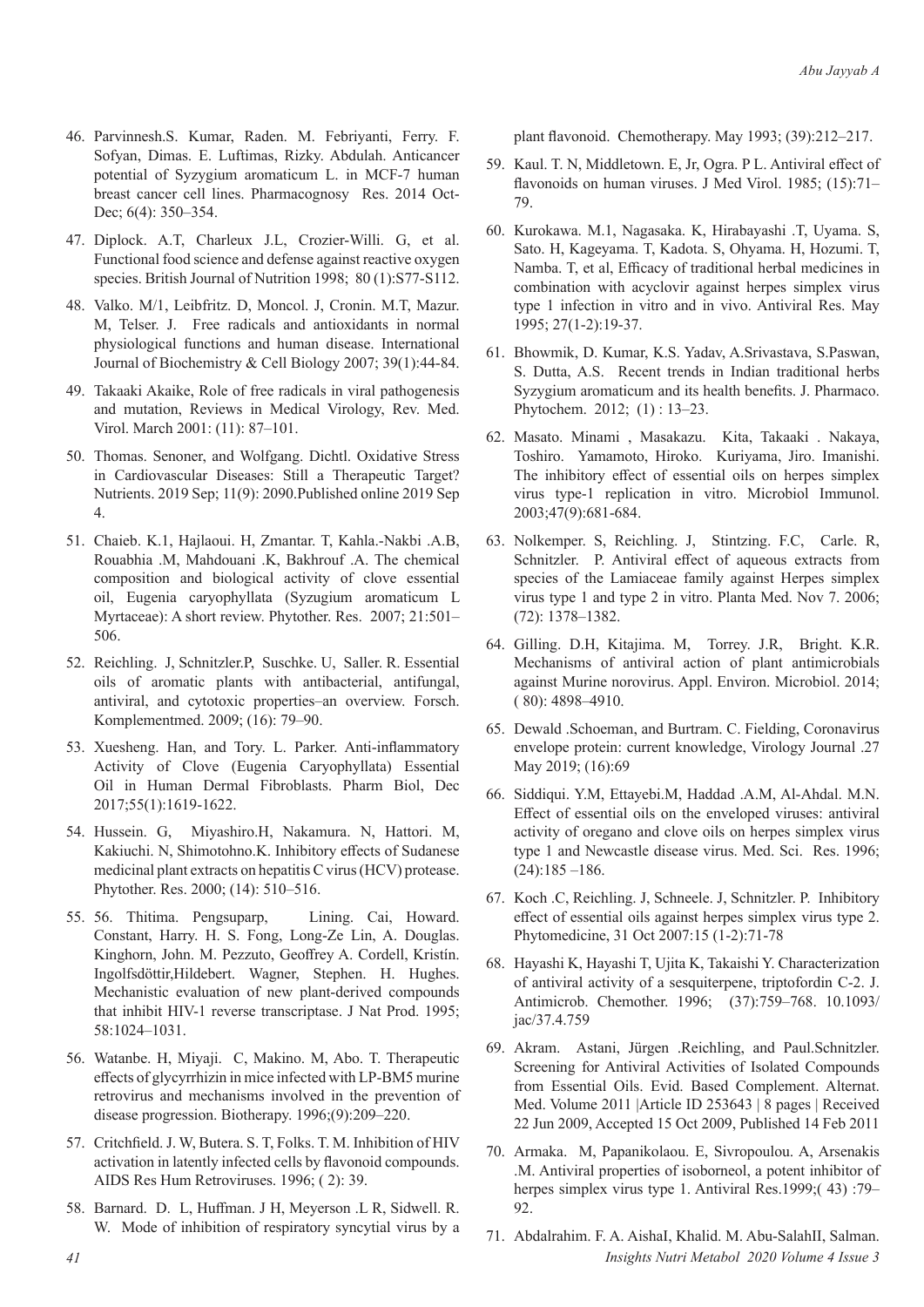46. Parvinnesh.S. Kumar, Raden. M. Febriyanti, Ferry. F. Sofyan, Dimas. E. Luftimas, Rizky. Abdulah. Anticancer potential of Syzygium aromaticum L. in MCF-7 human breast cancer cell lines. Pharmacognosy Res. 2014 Oct-Dec; 6(4): 350–354.

47. Diplock. A.T, Charleux J.L, Crozier-Willi. G, et al. Functional food science and defense against reactive oxygen species. British Journal of Nutrition 1998; 80 (1):S77-S112.

48. Valko. M/1, Leibfritz. D, Moncol. J, Cronin. M.T, Mazur. M, Telser. J. Free radicals and antioxidants in normal physiological functions and human disease. International Journal of Biochemistry & Cell Biology 2007; 39(1):44-84.

49. Takaaki Akaike, Role of free radicals in viral pathogenesis and mutation, Reviews in Medical Virology, Rev. Med. Virol. March 2001: (11): 87–101.

50. Thomas. Senoner, and Wolfgang. Dichtl. Oxidative Stress in Cardiovascular Diseases: Still a Therapeutic Target? Nutrients. 2019 Sep; 11(9): 2090.Published online 2019 Sep 4.

51. Chaieb. K.1, Hajlaoui. H, Zmantar. T, Kahla.-Nakbi .A.B, Rouabhia .M, Mahdouani .K, Bakhrouf .A. The chemical composition and biological activity of clove essential oil, Eugenia caryophyllata (Syzugium aromaticum L Myrtaceae): A short review. Phytother. Res. 2007; 21:501–506.

52. Reichling. J, Schnitzler.P, Suschke. U, Saller. R. Essential oils of aromatic plants with antibacterial, antifungal, antiviral, and cytotoxic properties–an overview. Forsch. Komplementmed. 2009; (16): 79–90.

53. Xuesheng. Han, and Tory. L. Parker. Anti-inflammatory Activity of Clove (Eugenia Caryophyllata) Essential Oil in Human Dermal Fibroblasts. Pharm Biol, Dec 2017;55(1):1619-1622.

54. Hussein. G, Miyashiro.H, Nakamura. N, Hattori. M, Kakiuchi. N, Shimotohno.K. Inhibitory effects of Sudanese medicinal plant extracts on hepatitis C virus (HCV) protease. Phytother. Res. 2000; (14): 510–516.

55. 56. Thitima. Pengsuparp, Lining. Cai, Howard. Constant, Harry. H. S. Fong, Long-Ze Lin, A. Douglas. Kinghorn, John. M. Pezzuto, Geoffrey A. Cordell, Kristín. Ingolfsdöttir,Hildebert. Wagner, Stephen. H. Hughes. Mechanistic evaluation of new plant-derived compounds that inhibit HIV-1 reverse transcriptase. J Nat Prod. 1995; 58:1024–1031.

56. Watanbe. H, Miyaji. C, Makino. M, Abo. T. Therapeutic effects of glycyrrhizin in mice infected with LP-BM5 murine retrovirus and mechanisms involved in the prevention of disease progression. Biotherapy. 1996;(9):209–220.

57. Critchfield. J. W, Butera. S. T, Folks. T. M. Inhibition of HIV activation in latently infected cells by flavonoid compounds. AIDS Res Hum Retroviruses. 1996; ( 2): 39.

58. Barnard. D. L, Huffman. J H, Meyerson .L R, Sidwell. R. W. Mode of inhibition of respiratory syncytial virus by a plant flavonoid. Chemotherapy. May 1993; (39):212–217.

59. Kaul. T. N, Middletown. E, Jr, Ogra. P L. Antiviral effect of flavonoids on human viruses. J Med Virol. 1985; (15):71–79.

60. Kurokawa. M.1, Nagasaka. K, Hirabayashi .T, Uyama. S, Sato. H, Kageyama. T, Kadota. S, Ohyama. H, Hozumi. T, Namba. T, et al, Efficacy of traditional herbal medicines in combination with acyclovir against herpes simplex virus type 1 infection in vitro and in vivo. Antiviral Res. May 1995; 27(1-2):19-37.

61. Bhowmik, D. Kumar, K.S. Yadav, A.Srivastava, S.Paswan, S. Dutta, A.S. Recent trends in Indian traditional herbs Syzygium aromaticum and its health benefits. J. Pharmaco. Phytochem. 2012; (1) : 13–23.

62. Masato. Minami , Masakazu. Kita, Takaaki . Nakaya, Toshiro. Yamamoto, Hiroko. Kuriyama, Jiro. Imanishi. The inhibitory effect of essential oils on herpes simplex virus type-1 replication in vitro. Microbiol Immunol. 2003;47(9):681-684.

63. Nolkemper. S, Reichling. J, Stintzing. F.C, Carle. R, Schnitzler. P. Antiviral effect of aqueous extracts from species of the Lamiaceae family against Herpes simplex virus type 1 and type 2 in vitro. Planta Med. Nov 7. 2006; (72): 1378–1382.

64. Gilling. D.H, Kitajima. M, Torrey. J.R, Bright. K.R. Mechanisms of antiviral action of plant antimicrobials against Murine norovirus. Appl. Environ. Microbiol. 2014; ( 80): 4898–4910.

65. Dewald .Schoeman, and Burtram. C. Fielding, Coronavirus envelope protein: current knowledge, Virology Journal .27 May 2019; (16):69

66. Siddiqui. Y.M, Ettayebi.M, Haddad .A.M, Al-Ahdal. M.N. Effect of essential oils on the enveloped viruses: antiviral activity of oregano and clove oils on herpes simplex virus type 1 and Newcastle disease virus. Med. Sci. Res. 1996; (24):185 –186.

67. Koch .C, Reichling. J, Schneele. J, Schnitzler. P. Inhibitory effect of essential oils against herpes simplex virus type 2. Phytomedicine, 31 Oct 2007:15 (1-2):71-78

68. Hayashi K, Hayashi T, Ujita K, Takaishi Y. Characterization of antiviral activity of a sesquiterpene, triptofordin C-2. J. Antimicrob. Chemother. 1996; (37):759–768. 10.1093/jac/37.4.759

69. Akram. Astani, Jürgen .Reichling, and Paul.Schnitzler. Screening for Antiviral Activities of Isolated Compounds from Essential Oils. Evid. Based Complement. Alternat. Med. Volume 2011 |Article ID 253643 | 8 pages | Received 22 Jun 2009, Accepted 15 Oct 2009, Published 14 Feb 2011

70. Armaka. M, Papanikolaou. E, Sivropoulou. A, Arsenakis .M. Antiviral properties of isoborneol, a potent inhibitor of herpes simplex virus type 1. Antiviral Res.1999;( 43) :79–92.

71. Abdalrahim. F. A. AishaI, Khalid. M. Abu-SalahII, Salman.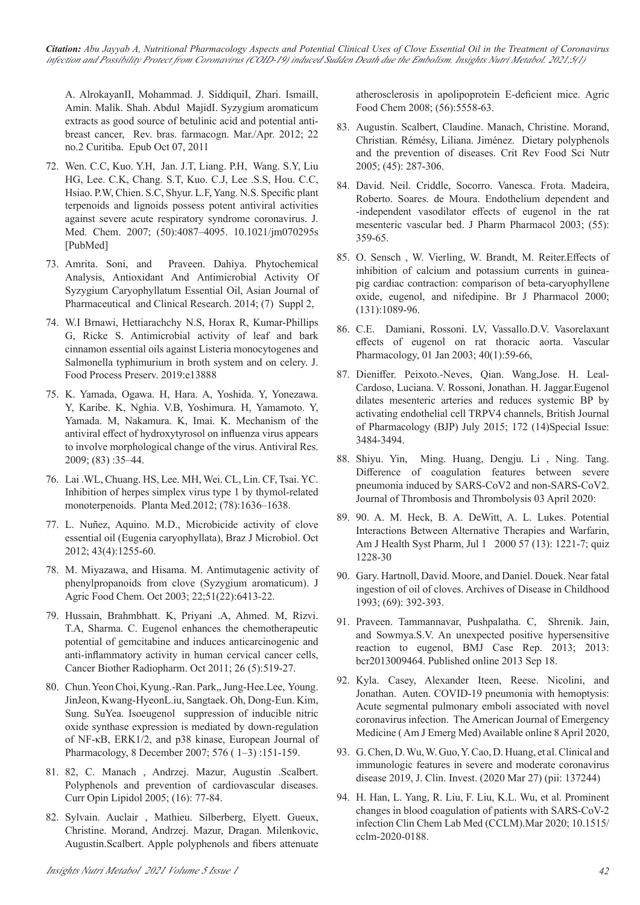A. AlrokayanII, Mohammad. J. SiddiquiI, Zhari. IsmailI, Amin. Malik. Shah. Abdul MajidI. Syzygium aromaticum extracts as good source of betulinic acid and potential anti-breast cancer, Rev. bras. farmacogn. Mar./Apr. 2012; 22 no.2 Curitiba. Epub Oct 07, 2011

72. Wen. C.C, Kuo. Y.H, Jan. J.T, Liang. P.H, Wang. S.Y, Liu HG, Lee. C.K, Chang. S.T, Kuo. C.J, Lee .S.S, Hou. C.C, Hsiao. P.W, Chien. S.C, Shyur. L.F, Yang. N.S. Specific plant terpenoids and lignoids possess potent antiviral activities against severe acute respiratory syndrome coronavirus. J. Med. Chem. 2007; (50):4087–4095. 10.1021/jm070295s [PubMed]

73. Amrita. Soni, and Praveen. Dahiya. Phytochemical Analysis, Antioxidant And Antimicrobial Activity Of Syzygium Caryophyllatum Essential Oil, Asian Journal of Pharmaceutical and Clinical Research. 2014; (7) Suppl 2,

74. W.I Brnawi, Hettiarachchy N.S, Horax R, Kumar-Phillips G, Ricke S. Antimicrobial activity of leaf and bark cinnamon essential oils against Listeria monocytogenes and Salmonella typhimurium in broth system and on celery. J. Food Process Preserv. 2019:e13888

75. K. Yamada, Ogawa. H, Hara. A, Yoshida. Y, Yonezawa. Y, Karibe. K, Nghia. V.B, Yoshimura. H, Yamamoto. Y, Yamada. M, Nakamura. K, Imai. K. Mechanism of the antiviral effect of hydroxytyrosol on influenza virus appears to involve morphological change of the virus. Antiviral Res. 2009; (83) :35–44.

76. Lai .WL, Chuang. HS, Lee. MH, Wei. CL, Lin. CF, Tsai. YC. Inhibition of herpes simplex virus type 1 by thymol-related monoterpenoids. Planta Med.2012; (78):1636–1638.

77. L. Nuñez, Aquino. M.D., Microbicide activity of clove essential oil (Eugenia caryophyllata), Braz J Microbiol. Oct 2012; 43(4):1255-60.

78. M. Miyazawa, and Hisama. M. Antimutagenic activity of phenylpropanoids from clove (Syzygium aromaticum). J Agric Food Chem. Oct 2003; 22;51(22):6413-22.

79. Hussain, Brahmbhatt. K, Priyani .A, Ahmed. M, Rizvi. T.A, Sharma. C. Eugenol enhances the chemotherapeutic potential of gemcitabine and induces anticarcinogenic and anti-inflammatory activity in human cervical cancer cells, Cancer Biother Radiopharm. Oct 2011; 26 (5):519-27.

80. Chun. Yeon Choi, Kyung.-Ran. Park,, Jung-Hee.Lee, Young. JinJeon, Kwang-HyeonL.iu, Sangtaek. Oh, Dong-Eun. Kim, Sung. SuYea. Isoeugenol suppression of inducible nitric oxide synthase expression is mediated by down-regulation of NF-κB, ERK1/2, and p38 kinase, European Journal of Pharmacology, 8 December 2007; 576 ( 1–3) :151-159.

81. 82, C. Manach , Andrzej. Mazur, Augustin .Scalbert. Polyphenols and prevention of cardiovascular diseases. Curr Opin Lipidol 2005; (16): 77-84.

82. Sylvain. Auclair , Mathieu. Silberberg, Elyett. Gueux, Christine. Morand, Andrzej. Mazur, Dragan. Milenkovic, Augustin.Scalbert. Apple polyphenols and fibers attenuate atherosclerosis in apolipoprotein E-deficient mice. Agric Food Chem 2008; (56):5558-63.

83. Augustin. Scalbert, Claudine. Manach, Christine. Morand, Christian. Rémésy, Liliana. Jiménez. Dietary polyphenols and the prevention of diseases. Crit Rev Food Sci Nutr 2005; (45): 287-306.

84. David. Neil. Criddle, Socorro. Vanesca. Frota. Madeira, Roberto. Soares. de Moura. Endothelium dependent and -independent vasodilator effects of eugenol in the rat mesenteric vascular bed. J Pharm Pharmacol 2003; (55): 359-65.

85. O. Sensch , W. Vierling, W. Brandt, M. Reiter.Effects of inhibition of calcium and potassium currents in guinea-pig cardiac contraction: comparison of beta-caryophyllene oxide, eugenol, and nifedipine. Br J Pharmacol 2000; (131):1089-96.

86. C.E. Damiani, Rossoni. LV, Vassallo.D.V. Vasorelaxant effects of eugenol on rat thoracic aorta. Vascular Pharmacology, 01 Jan 2003; 40(1):59-66,

87. Dieniffer. Peixoto.-Neves, Qian. Wang,Jose. H. Leal-Cardoso, Luciana. V. Rossoni, Jonathan. H. Jaggar.Eugenol dilates mesenteric arteries and reduces systemic BP by activating endothelial cell TRPV4 channels, British Journal of Pharmacology (BJP) July 2015; 172 (14)Special Issue: 3484-3494.

88. Shiyu. Yin, Ming. Huang, Dengju. Li , Ning. Tang. Difference of coagulation features between severe pneumonia induced by SARS-CoV2 and non-SARS-CoV2. Journal of Thrombosis and Thrombolysis 03 April 2020:

89. 90. A. M. Heck, B. A. DeWitt, A. L. Lukes. Potential Interactions Between Alternative Therapies and Warfarin, Am J Health Syst Pharm, Jul 1 2000 57 (13): 1221-7; quiz 1228-30

90. Gary. Hartnoll, David. Moore, and Daniel. Douek. Near fatal ingestion of oil of cloves. Archives of Disease in Childhood 1993; (69): 392-393.

91. Praveen. Tammannavar, Pushpalatha. C, Shrenik. Jain, and Sowmya.S.V. An unexpected positive hypersensitive reaction to eugenol, BMJ Case Rep. 2013; 2013: bcr2013009464. Published online 2013 Sep 18.

92. Kyla. Casey, Alexander Iteen, Reese. Nicolini, and Jonathan. Auten. COVID-19 pneumonia with hemoptysis: Acute segmental pulmonary emboli associated with novel coronavirus infection. The American Journal of Emergency Medicine ( Am J Emerg Med) Available online 8 April 2020,

93. G. Chen, D. Wu, W. Guo, Y. Cao, D. Huang, et al. Clinical and immunologic features in severe and moderate coronavirus disease 2019, J. Clin. Invest. (2020 Mar 27) (pii: 137244)

94. H. Han, L. Yang, R. Liu, F. Liu, K.L. Wu, et al. Prominent changes in blood coagulation of patients with SARS-CoV-2 infection Clin Chem Lab Med (CCLM).Mar 2020; 10.1515/ cclm-2020-0188.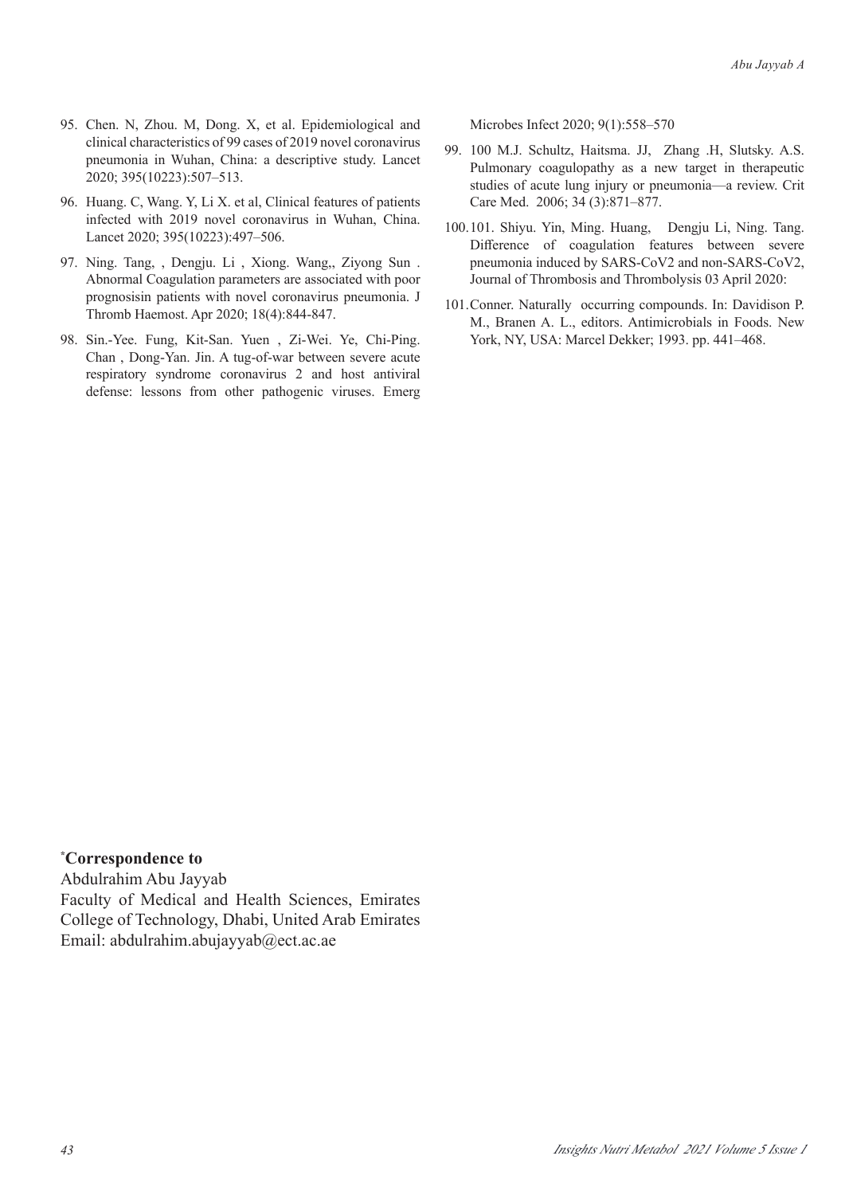95. Chen. N, Zhou. M, Dong. X, et al. Epidemiological and clinical characteristics of 99 cases of 2019 novel coronavirus pneumonia in Wuhan, China: a descriptive study. Lancet 2020; 395(10223):507–513.

96. Huang. C, Wang. Y, Li X. et al, Clinical features of patients infected with 2019 novel coronavirus in Wuhan, China. Lancet 2020; 395(10223):497–506.

97. Ning. Tang, , Dengju. Li , Xiong. Wang,, Ziyong Sun . Abnormal Coagulation parameters are associated with poor prognosisin patients with novel coronavirus pneumonia. J Thromb Haemost. Apr 2020; 18(4):844-847.

98. Sin.-Yee. Fung, Kit-San. Yuen , Zi-Wei. Ye, Chi-Ping. Chan , Dong-Yan. Jin. A tug-of-war between severe acute respiratory syndrome coronavirus 2 and host antiviral defense: lessons from other pathogenic viruses. Emerg Microbes Infect 2020; 9(1):558–570

99. 100 M.J. Schultz, Haitsma. JJ, Zhang .H, Slutsky. A.S. Pulmonary coagulopathy as a new target in therapeutic studies of acute lung injury or pneumonia—a review. Crit Care Med. 2006; 34 (3):871–877.

100. 101. Shiyu. Yin, Ming. Huang, Dengju Li, Ning. Tang. Difference of coagulation features between severe pneumonia induced by SARS-CoV2 and non-SARS-CoV2, Journal of Thrombosis and Thrombolysis 03 April 2020:

101. Conner. Naturally occurring compounds. In: Davidison P. M., Branen A. L., editors. Antimicrobials in Foods. New York, NY, USA: Marcel Dekker; 1993. pp. 441–468.

**[*]Correspondence to**

Abdulrahim Abu Jayyab

Faculty of Medical and Health Sciences, Emirates College of Technology, Dhabi, United Arab Emirates

Email: abdulrahim.abujayyab@ect.ac.ae